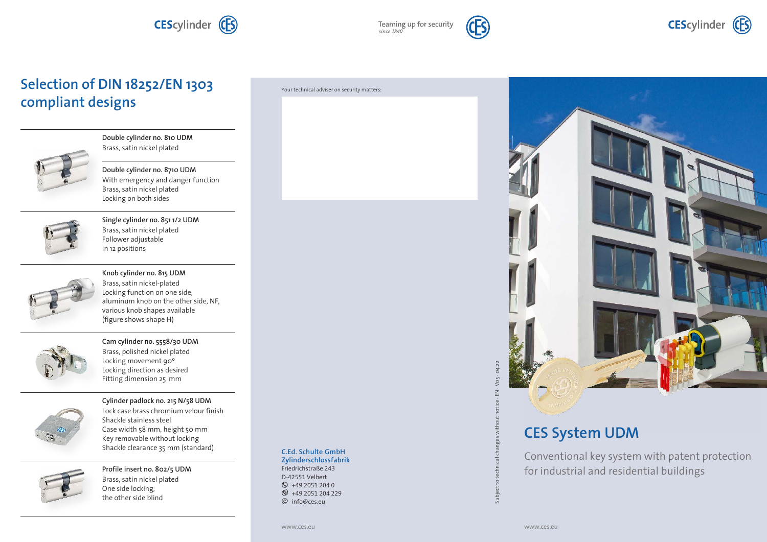CEScylinder

## Selection of DIN 18252/EN 1303 compliant designs

**Double cylinder no. 810 UDM**
Brass, satin nickel plated

**Double cylinder no. 8710 UDM**
With emergency and danger function
Brass, satin nickel plated
Locking on both sides

**Single cylinder no. 851 1/2 UDM**
Brass, satin nickel plated
Follower adjustable
in 12 positions

**Knob cylinder no. 815 UDM**
Brass, satin nickel-plated
Locking function on one side,
aluminum knob on the other side, NF,
various knob shapes available
(figure shows shape H)

**Cam cylinder no. 5558/30 UDM**
Brass, polished nickel plated
Locking movement 90°
Locking direction as desired
Fitting dimension 25 mm

**Cylinder padlock no. 215 N/58 UDM**
Lock case brass chromium velour finish
Shackle stainless steel
Case width 58 mm, height 50 mm
Key removable without locking
Shackle clearance 35 mm (standard)

**Profile insert no. 802/5 UDM**
Brass, satin nickel plated
One side locking,
the other side blind

Teaming up for security
*since 1840*

Your technical adviser on security matters:

**C.Ed. Schulte GmbH**
**Zylinderschlossfabrik**
Friedrichstraße 243
D-42551 Velbert
+49 2051 204 0
+49 2051 204 229
info@ces.eu

www.ces.eu

Subject to technical changes without notice · EN · V05 · 04.22

CEScylinder

# CES System UDM

Conventional key system with patent protection for industrial and residential buildings

www.ces.eu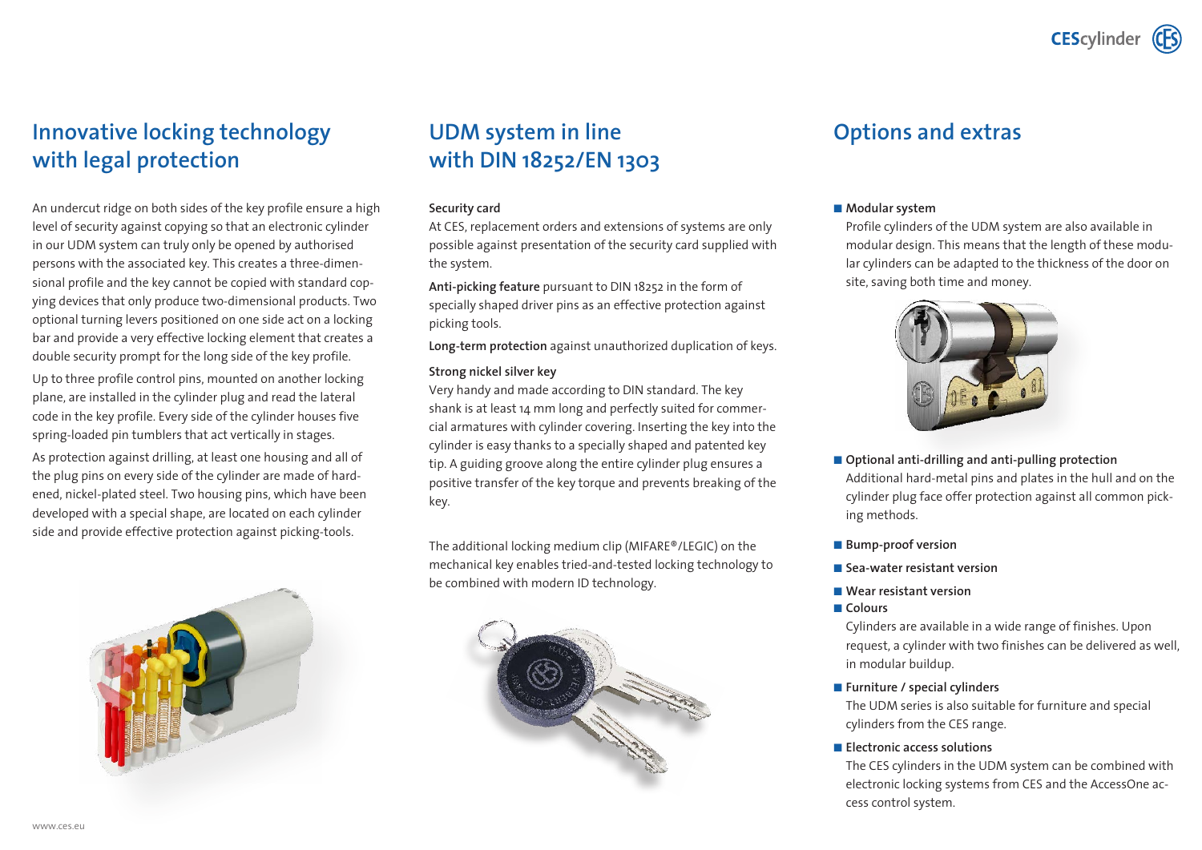## Innovative locking technology with legal protection

An undercut ridge on both sides of the key profile ensure a high level of security against copying so that an electronic cylinder in our UDM system can truly only be opened by authorised persons with the associated key. This creates a three-dimensional profile and the key cannot be copied with standard copying devices that only produce two-dimensional products. Two optional turning levers positioned on one side act on a locking bar and provide a very effective locking element that creates a double security prompt for the long side of the key profile.

Up to three profile control pins, mounted on another locking plane, are installed in the cylinder plug and read the lateral code in the key profile. Every side of the cylinder houses five spring-loaded pin tumblers that act vertically in stages.

As protection against drilling, at least one housing and all of the plug pins on every side of the cylinder are made of hardened, nickel-plated steel. Two housing pins, which have been developed with a special shape, are located on each cylinder side and provide effective protection against picking-tools.

## UDM system in line with DIN 18252/EN 1303

**Security card**
At CES, replacement orders and extensions of systems are only possible against presentation of the security card supplied with the system.

**Anti-picking feature** pursuant to DIN 18252 in the form of specially shaped driver pins as an effective protection against picking tools.

**Long-term protection** against unauthorized duplication of keys.

**Strong nickel silver key**
Very handy and made according to DIN standard. The key shank is at least 14 mm long and perfectly suited for commercial armatures with cylinder covering. Inserting the key into the cylinder is easy thanks to a specially shaped and patented key tip. A guiding groove along the entire cylinder plug ensures a positive transfer of the key torque and prevents breaking of the key.

The additional locking medium clip (MIFARE®/LEGIC) on the mechanical key enables tried-and-tested locking technology to be combined with modern ID technology.

## Options and extras

- **Modular system**
  Profile cylinders of the UDM system are also available in modular design. This means that the length of these modular cylinders can be adapted to the thickness of the door on site, saving both time and money.
- **Optional anti-drilling and anti-pulling protection**
  Additional hard-metal pins and plates in the hull and on the cylinder plug face offer protection against all common picking methods.
- **Bump-proof version**
- **Sea-water resistant version**
- **Wear resistant version**
- **Colours**
  Cylinders are available in a wide range of finishes. Upon request, a cylinder with two finishes can be delivered as well, in modular buildup.
- **Furniture / special cylinders**
  The UDM series is also suitable for furniture and special cylinders from the CES range.
- **Electronic access solutions**
  The CES cylinders in the UDM system can be combined with electronic locking systems from CES and the AccessOne access control system.